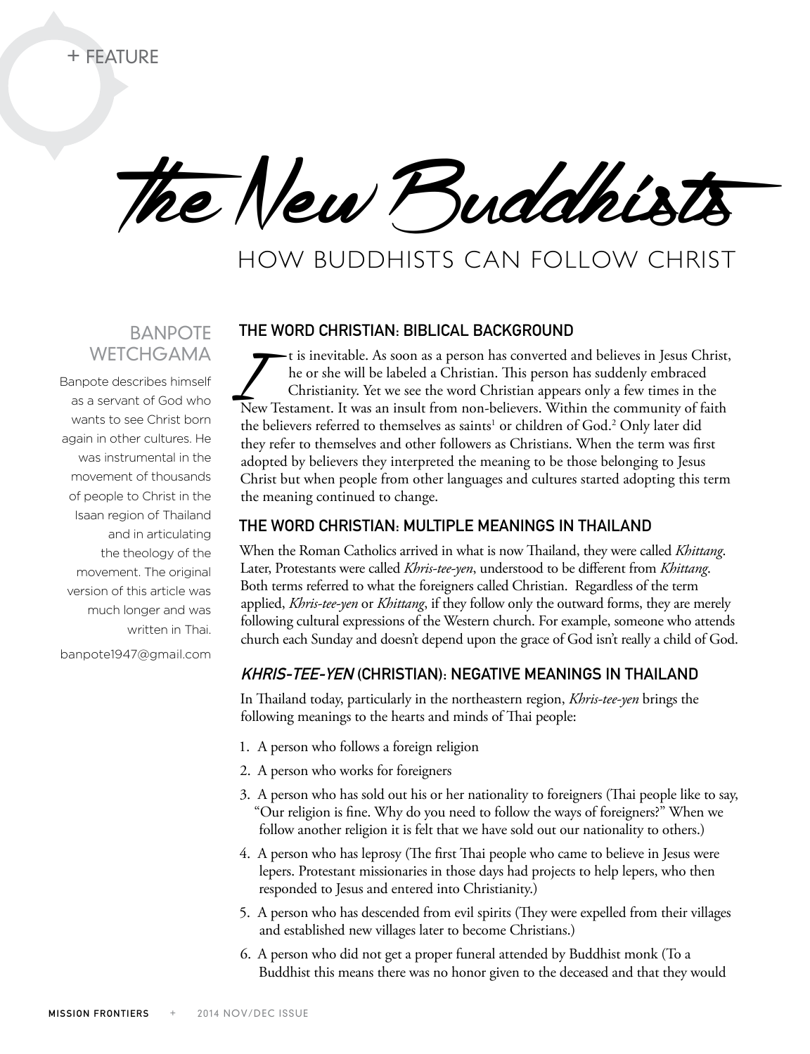+ FEATURE

# the New Buddhists

## HOW BUDDHISTS CAN FOLLOW CHRIST

**BANPOTE WETCHGAMA**

Banpote describes himself as a servant of God who wants to see Christ born again in other cultures. He was instrumental in the movement of thousands of people to Christ in the Isaan region of Thailand and in articulating the theology of the movement. The original version of this article was much longer and was written in Thai.

banpote1947@gmail.com

### THE WORD CHRISTIAN: BIBLICAL BACKGROUND

It is inevitable. As soon as a person has converted and believes in Jesus Christ, he or she will be labeled a Christian. This person has suddenly embraced Christianity. Yet we see the word Christian appears only a few times in the New Testament. It was an insult from non-believers. Within the community of faith the believers referred to themselves as saints[1] or children of God.[2] Only later did they refer to themselves and other followers as Christians. When the term was first adopted by believers they interpreted the meaning to be those belonging to Jesus Christ but when people from other languages and cultures started adopting this term the meaning continued to change.

### THE WORD CHRISTIAN: MULTIPLE MEANINGS IN THAILAND

When the Roman Catholics arrived in what is now Thailand, they were called *Khittang*. Later, Protestants were called *Khris-tee-yen*, understood to be different from *Khittang*. Both terms referred to what the foreigners called Christian. Regardless of the term applied, *Khris-tee-yen* or *Khittang*, if they follow only the outward forms, they are merely following cultural expressions of the Western church. For example, someone who attends church each Sunday and doesn't depend upon the grace of God isn't really a child of God.

### *KHRIS-TEE-YEN* (CHRISTIAN): NEGATIVE MEANINGS IN THAILAND

In Thailand today, particularly in the northeastern region, *Khris-tee-yen* brings the following meanings to the hearts and minds of Thai people:

1. A person who follows a foreign religion
2. A person who works for foreigners
3. A person who has sold out his or her nationality to foreigners (Thai people like to say, "Our religion is fine. Why do you need to follow the ways of foreigners?" When we follow another religion it is felt that we have sold out our nationality to others.)
4. A person who has leprosy (The first Thai people who came to believe in Jesus were lepers. Protestant missionaries in those days had projects to help lepers, who then responded to Jesus and entered into Christianity.)
5. A person who has descended from evil spirits (They were expelled from their villages and established new villages later to become Christians.)
6. A person who did not get a proper funeral attended by Buddhist monk (To a Buddhist this means there was no honor given to the deceased and that they would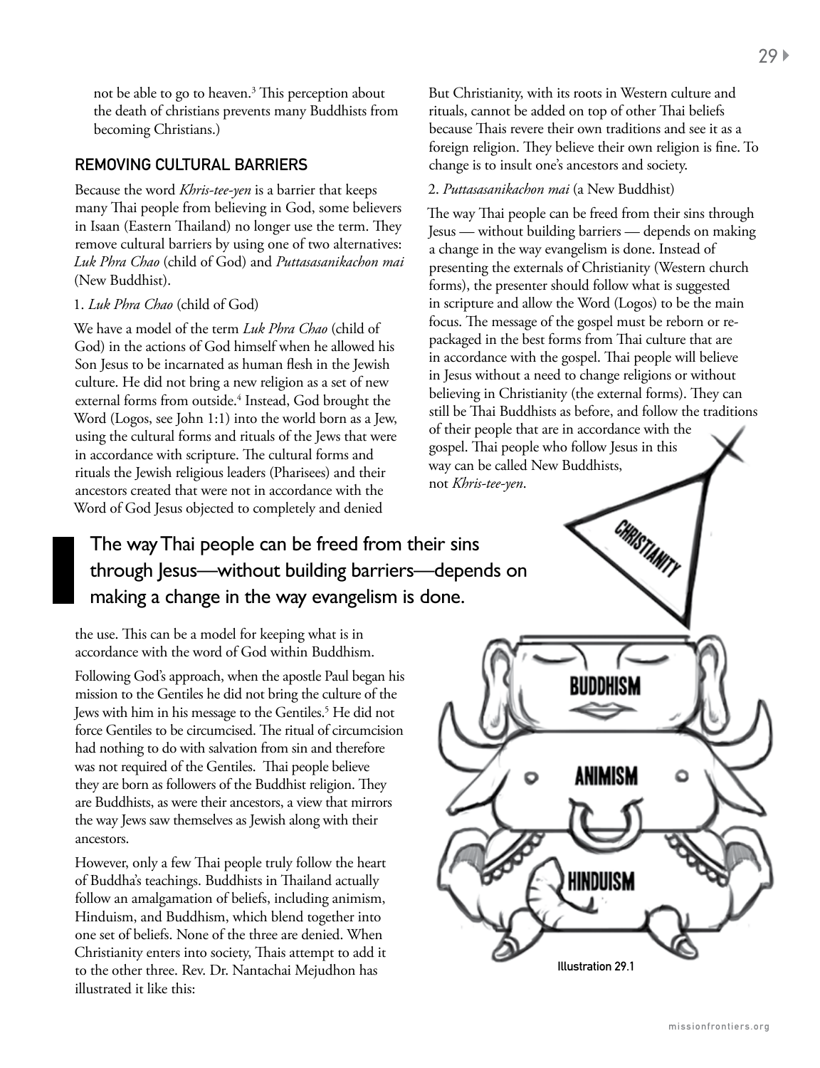not be able to go to heaven.[3] This perception about the death of christians prevents many Buddhists from becoming Christians.)

## REMOVING CULTURAL BARRIERS

Because the word *Khris-tee-yen* is a barrier that keeps many Thai people from believing in God, some believers in Isaan (Eastern Thailand) no longer use the term. They remove cultural barriers by using one of two alternatives: *Luk Phra Chao* (child of God) and *Puttasasanikachon mai* (New Buddhist).

1. *Luk Phra Chao* (child of God)

We have a model of the term *Luk Phra Chao* (child of God) in the actions of God himself when he allowed his Son Jesus to be incarnated as human flesh in the Jewish culture. He did not bring a new religion as a set of new external forms from outside.[4] Instead, God brought the Word (Logos, see John 1:1) into the world born as a Jew, using the cultural forms and rituals of the Jews that were in accordance with scripture. The cultural forms and rituals the Jewish religious leaders (Pharisees) and their ancestors created that were not in accordance with the Word of God Jesus objected to completely and denied the use. This can be a model for keeping what is in accordance with the word of God within Buddhism.

> The way Thai people can be freed from their sins through Jesus—without building barriers—depends on making a change in the way evangelism is done.

Following God's approach, when the apostle Paul began his mission to the Gentiles he did not bring the culture of the Jews with him in his message to the Gentiles.[5] He did not force Gentiles to be circumcised. The ritual of circumcision had nothing to do with salvation from sin and therefore was not required of the Gentiles. Thai people believe they are born as followers of the Buddhist religion. They are Buddhists, as were their ancestors, a view that mirrors the way Jews saw themselves as Jewish along with their ancestors.

However, only a few Thai people truly follow the heart of Buddha's teachings. Buddhists in Thailand actually follow an amalgamation of beliefs, including animism, Hinduism, and Buddhism, which blend together into one set of beliefs. None of the three are denied. When Christianity enters into society, Thais attempt to add it to the other three. Rev. Dr. Nantachai Mejudhon has illustrated it like this:

Illustration 29.1

But Christianity, with its roots in Western culture and rituals, cannot be added on top of other Thai beliefs because Thais revere their own traditions and see it as a foreign religion. They believe their own religion is fine. To change is to insult one's ancestors and society.

2. *Puttasasanikachon mai* (a New Buddhist)

The way Thai people can be freed from their sins through Jesus — without building barriers — depends on making a change in the way evangelism is done. Instead of presenting the externals of Christianity (Western church forms), the presenter should follow what is suggested in scripture and allow the Word (Logos) to be the main focus. The message of the gospel must be reborn or re-packaged in the best forms from Thai culture that are in accordance with the gospel. Thai people will believe in Jesus without a need to change religions or without believing in Christianity (the external forms). They can still be Thai Buddhists as before, and follow the traditions of their people that are in accordance with the gospel. Thai people who follow Jesus in this way can be called New Buddhists, not *Khris-tee-yen*.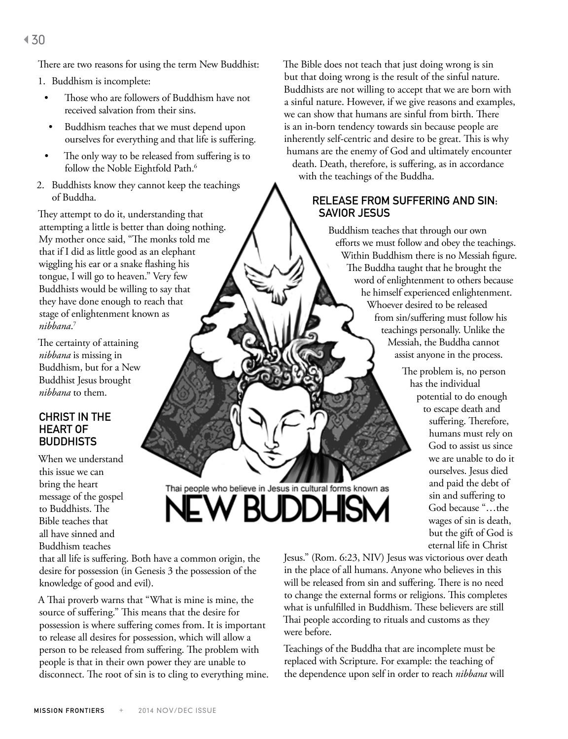There are two reasons for using the term New Buddhist:

1. Buddhism is incomplete:
   - Those who are followers of Buddhism have not received salvation from their sins.
   - Buddhism teaches that we must depend upon ourselves for everything and that life is suffering.
   - The only way to be released from suffering is to follow the Noble Eightfold Path.[6]
2. Buddhists know they cannot keep the teachings of Buddha.

They attempt to do it, understanding that attempting a little is better than doing nothing. My mother once said, "The monks told me that if I did as little good as an elephant wiggling his ear or a snake flashing his tongue, I will go to heaven." Very few Buddhists would be willing to say that they have done enough to reach that stage of enlightenment known as *nibbana*.[7]

The certainty of attaining *nibbana* is missing in Buddhism, but for a New Buddhist Jesus brought *nibbana* to them.

### CHRIST IN THE HEART OF BUDDHISTS

When we understand this issue we can bring the heart message of the gospel to Buddhists. The Bible teaches that all have sinned and Buddhism teaches that all life is suffering. Both have a common origin, the desire for possession (in Genesis 3 the possession of the knowledge of good and evil).

A Thai proverb warns that "What is mine is mine, the source of suffering." This means that the desire for possession is where suffering comes from. It is important to release all desires for possession, which will allow a person to be released from suffering. The problem with people is that in their own power they are unable to disconnect. The root of sin is to cling to everything mine. The Bible does not teach that just doing wrong is sin but that doing wrong is the result of the sinful nature. Buddhists are not willing to accept that we are born with a sinful nature. However, if we give reasons and examples, we can show that humans are sinful from birth. There is an in-born tendency towards sin because people are inherently self-centric and desire to be great. This is why humans are the enemy of God and ultimately encounter death. Death, therefore, is suffering, as in accordance with the teachings of the Buddha.

Thai people who believe in Jesus in cultural forms known as NEW BUDDHISM

### RELEASE FROM SUFFERING AND SIN: SAVIOR JESUS

Buddhism teaches that through our own efforts we must follow and obey the teachings. Within Buddhism there is no Messiah figure. The Buddha taught that he brought the word of enlightenment to others because he himself experienced enlightenment. Whoever desired to be released from sin/suffering must follow his teachings personally. Unlike the Messiah, the Buddha cannot assist anyone in the process.

The problem is, no person has the individual potential to do enough to escape death and suffering. Therefore, humans must rely on God to assist us since we are unable to do it ourselves. Jesus died and paid the debt of sin and suffering to God because "…the wages of sin is death, but the gift of God is eternal life in Christ Jesus." (Rom. 6:23, NIV) Jesus was victorious over death in the place of all humans. Anyone who believes in this will be released from sin and suffering. There is no need to change the external forms or religions. This completes what is unfulfilled in Buddhism. These believers are still Thai people according to rituals and customs as they were before.

Teachings of the Buddha that are incomplete must be replaced with Scripture. For example: the teaching of the dependence upon self in order to reach *nibbana* will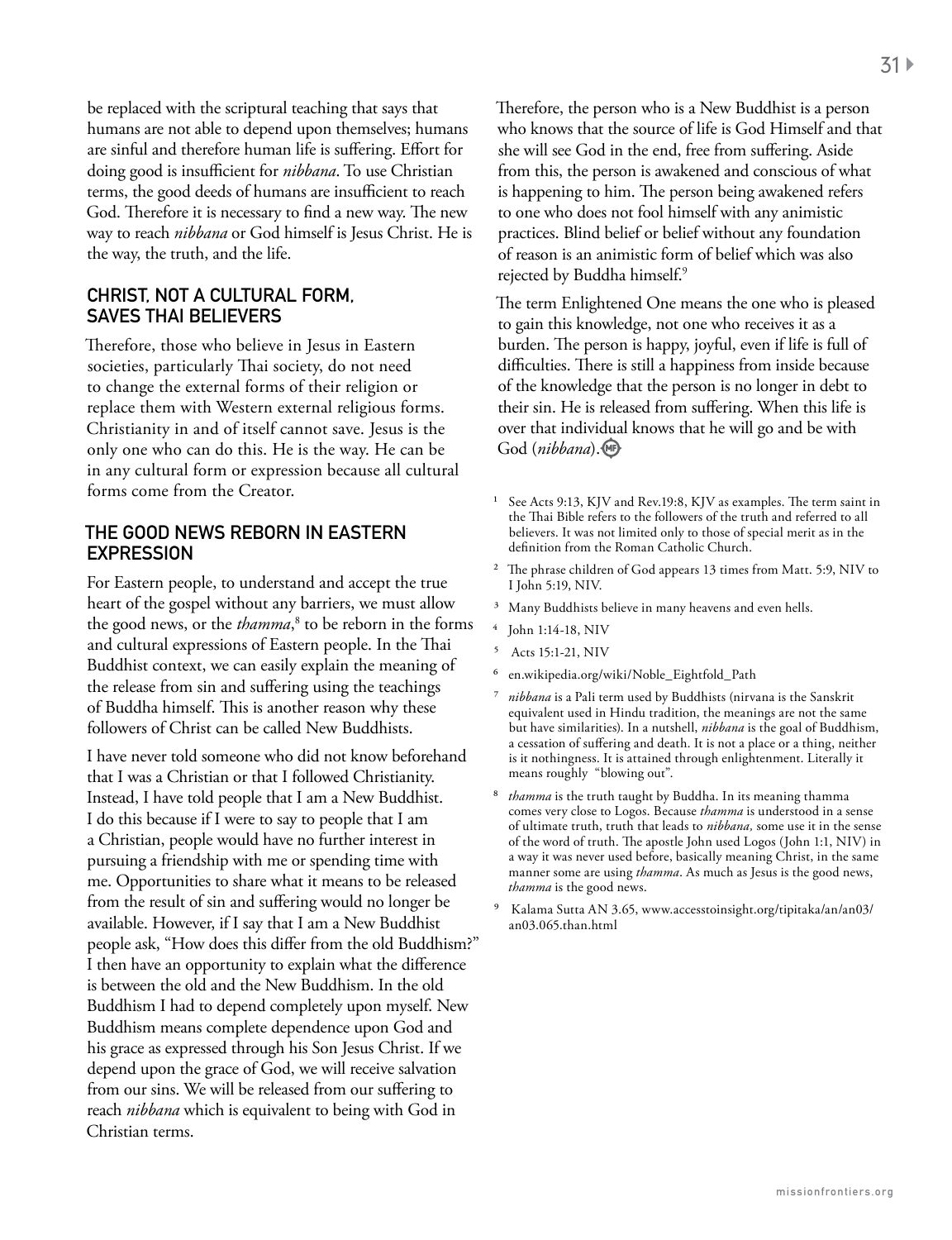be replaced with the scriptural teaching that says that humans are not able to depend upon themselves; humans are sinful and therefore human life is suffering. Effort for doing good is insufficient for *nibbana*. To use Christian terms, the good deeds of humans are insufficient to reach God. Therefore it is necessary to find a new way. The new way to reach *nibbana* or God himself is Jesus Christ. He is the way, the truth, and the life.

## CHRIST, NOT A CULTURAL FORM, SAVES THAI BELIEVERS

Therefore, those who believe in Jesus in Eastern societies, particularly Thai society, do not need to change the external forms of their religion or replace them with Western external religious forms. Christianity in and of itself cannot save. Jesus is the only one who can do this. He is the way. He can be in any cultural form or expression because all cultural forms come from the Creator.

## THE GOOD NEWS REBORN IN EASTERN EXPRESSION

For Eastern people, to understand and accept the true heart of the gospel without any barriers, we must allow the good news, or the *thamma*,[8] to be reborn in the forms and cultural expressions of Eastern people. In the Thai Buddhist context, we can easily explain the meaning of the release from sin and suffering using the teachings of Buddha himself. This is another reason why these followers of Christ can be called New Buddhists.

I have never told someone who did not know beforehand that I was a Christian or that I followed Christianity. Instead, I have told people that I am a New Buddhist. I do this because if I were to say to people that I am a Christian, people would have no further interest in pursuing a friendship with me or spending time with me. Opportunities to share what it means to be released from the result of sin and suffering would no longer be available. However, if I say that I am a New Buddhist people ask, "How does this differ from the old Buddhism?" I then have an opportunity to explain what the difference is between the old and the New Buddhism. In the old Buddhism I had to depend completely upon myself. New Buddhism means complete dependence upon God and his grace as expressed through his Son Jesus Christ. If we depend upon the grace of God, we will receive salvation from our sins. We will be released from our suffering to reach *nibbana* which is equivalent to being with God in Christian terms.

Therefore, the person who is a New Buddhist is a person who knows that the source of life is God Himself and that she will see God in the end, free from suffering. Aside from this, the person is awakened and conscious of what is happening to him. The person being awakened refers to one who does not fool himself with any animistic practices. Blind belief or belief without any foundation of reason is an animistic form of belief which was also rejected by Buddha himself.[9]

The term Enlightened One means the one who is pleased to gain this knowledge, not one who receives it as a burden. The person is happy, joyful, even if life is full of difficulties. There is still a happiness from inside because of the knowledge that the person is no longer in debt to their sin. He is released from suffering. When this life is over that individual knows that he will go and be with God (*nibbana*).

---

[1] See Acts 9:13, KJV and Rev.19:8, KJV as examples. The term saint in the Thai Bible refers to the followers of the truth and referred to all believers. It was not limited only to those of special merit as in the definition from the Roman Catholic Church.

[2] The phrase children of God appears 13 times from Matt. 5:9, NIV to I John 5:19, NIV.

[3] Many Buddhists believe in many heavens and even hells.

[4] John 1:14-18, NIV

[5] Acts 15:1-21, NIV

[6] en.wikipedia.org/wiki/Noble_Eightfold_Path

[7] *nibbana* is a Pali term used by Buddhists (nirvana is the Sanskrit equivalent used in Hindu tradition, the meanings are not the same but have similarities). In a nutshell, *nibbana* is the goal of Buddhism, a cessation of suffering and death. It is not a place or a thing, neither is it nothingness. It is attained through enlightenment. Literally it means roughly "blowing out".

[8] *thamma* is the truth taught by Buddha. In its meaning thamma comes very close to Logos. Because *thamma* is understood in a sense of ultimate truth, truth that leads to *nibbana,* some use it in the sense of the word of truth. The apostle John used Logos (John 1:1, NIV) in a way it was never used before, basically meaning Christ, in the same manner some are using *thamma*. As much as Jesus is the good news, *thamma* is the good news.

[9] Kalama Sutta AN 3.65, www.accesstoinsight.org/tipitaka/an/an03/an03.065.than.html